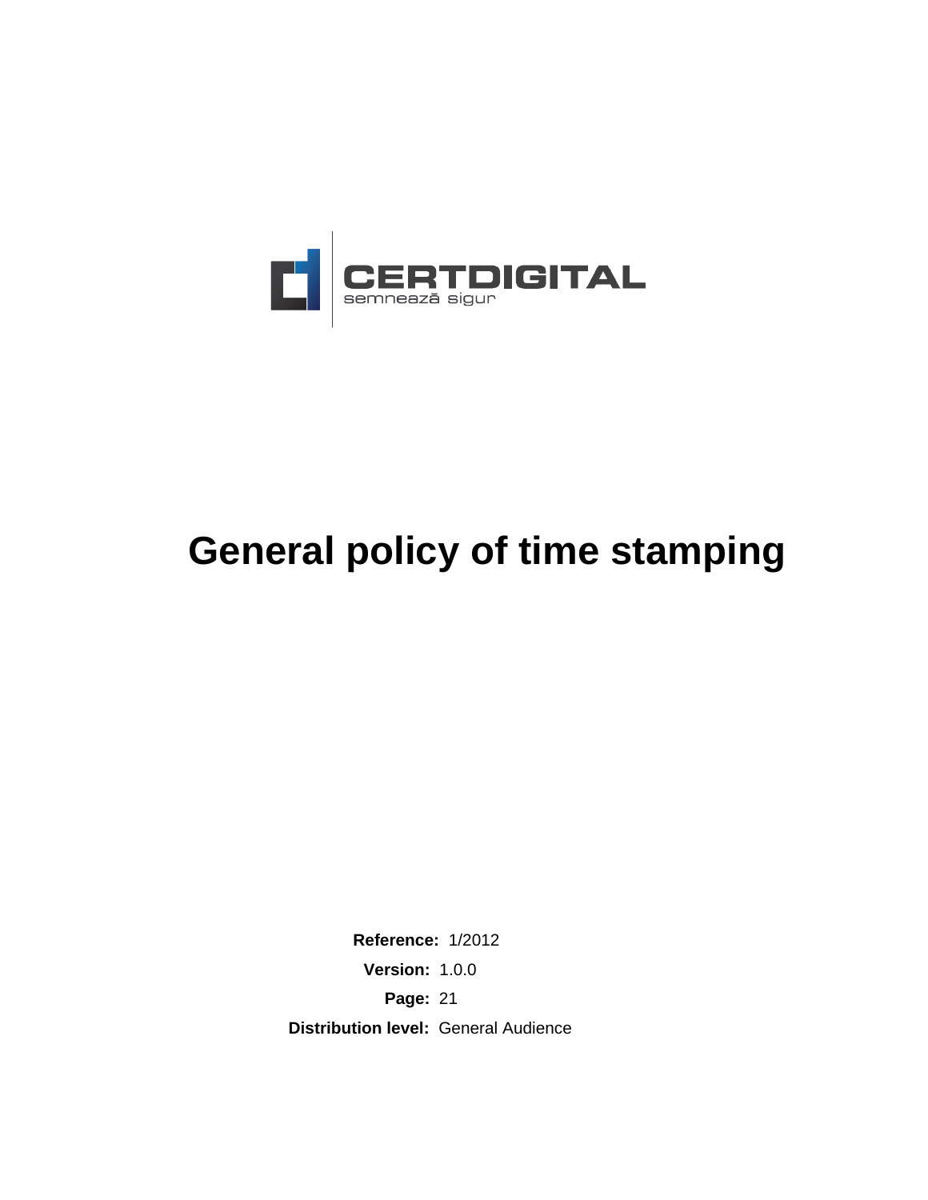CERTDIGITAL

semnează sigur

# General policy of time stamping

**Reference:** 1/2012

**Version:** 1.0.0

**Page:** 21

**Distribution level:** General Audience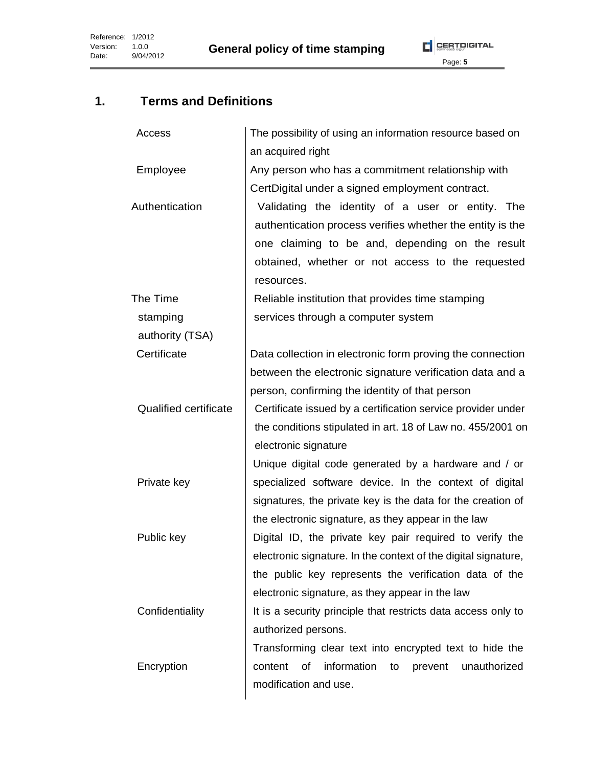# 1. Terms and Definitions

| Term | Definition |
|---|---|
| Access | The possibility of using an information resource based on an acquired right |
| Employee | Any person who has a commitment relationship with CertDigital under a signed employment contract. |
| Authentication | Validating the identity of a user or entity. The authentication process verifies whether the entity is the one claiming to be and, depending on the result obtained, whether or not access to the requested resources. |
| The Time stamping authority (TSA) | Reliable institution that provides time stamping services through a computer system |
| Certificate | Data collection in electronic form proving the connection between the electronic signature verification data and a person, confirming the identity of that person |
| Qualified certificate | Certificate issued by a certification service provider under the conditions stipulated in art. 18 of Law no. 455/2001 on electronic signature |
| Private key | Unique digital code generated by a hardware and / or specialized software device. In the context of digital signatures, the private key is the data for the creation of the electronic signature, as they appear in the law |
| Public key | Digital ID, the private key pair required to verify the electronic signature. In the context of the digital signature, the public key represents the verification data of the electronic signature, as they appear in the law |
| Confidentiality | It is a security principle that restricts data access only to authorized persons. |
| Encryption | Transforming clear text into encrypted text to hide the content of information to prevent unauthorized modification and use. |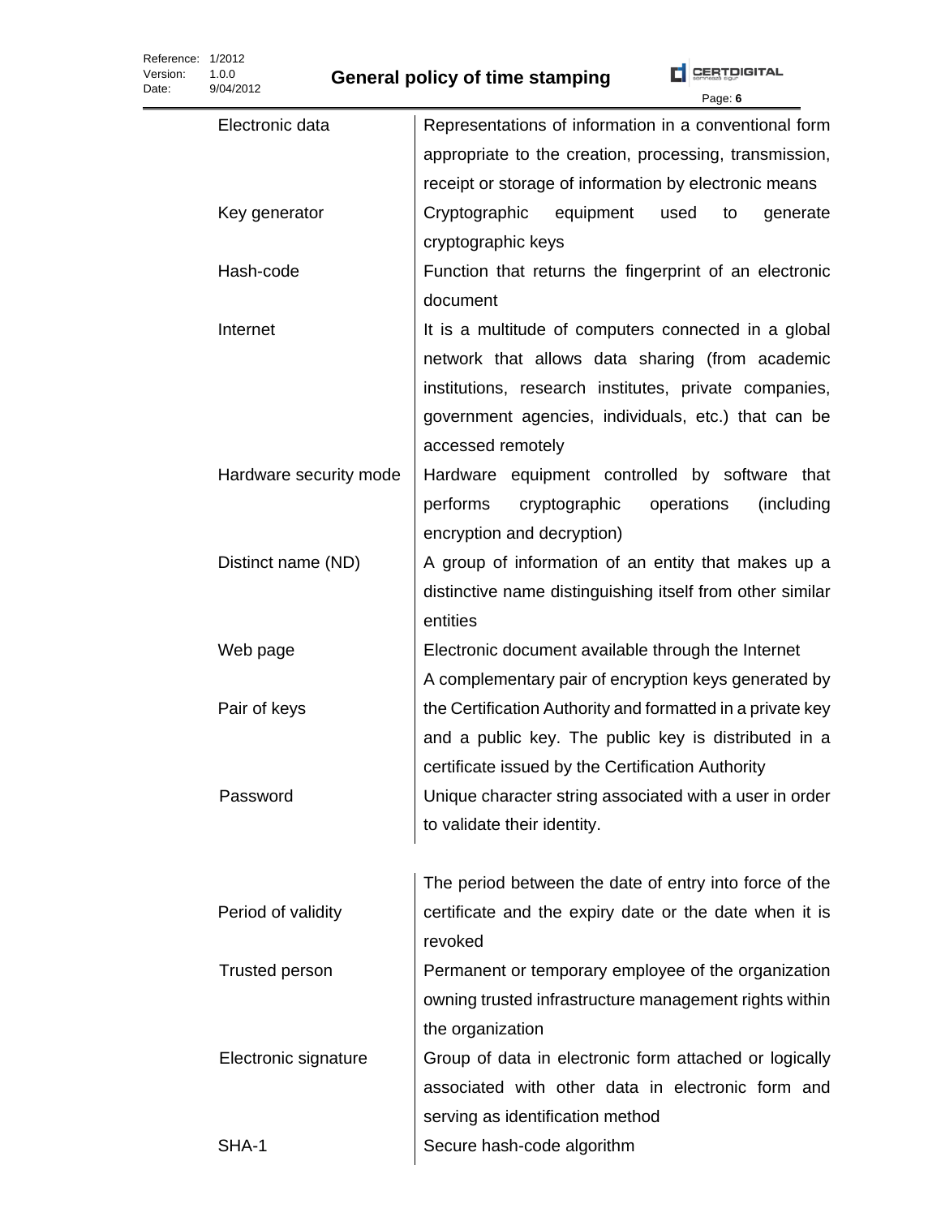| | |
|---|---|
| Electronic data | Representations of information in a conventional form appropriate to the creation, processing, transmission, receipt or storage of information by electronic means |
| Key generator | Cryptographic equipment used to generate cryptographic keys |
| Hash-code | Function that returns the fingerprint of an electronic document |
| Internet | It is a multitude of computers connected in a global network that allows data sharing (from academic institutions, research institutes, private companies, government agencies, individuals, etc.) that can be accessed remotely |
| Hardware security mode | Hardware equipment controlled by software that performs cryptographic operations (including encryption and decryption) |
| Distinct name (ND) | A group of information of an entity that makes up a distinctive name distinguishing itself from other similar entities |
| Web page | Electronic document available through the Internet |
| Pair of keys | A complementary pair of encryption keys generated by the Certification Authority and formatted in a private key and a public key. The public key is distributed in a certificate issued by the Certification Authority |
| Password | Unique character string associated with a user in order to validate their identity. |
| Period of validity | The period between the date of entry into force of the certificate and the expiry date or the date when it is revoked |
| Trusted person | Permanent or temporary employee of the organization owning trusted infrastructure management rights within the organization |
| Electronic signature | Group of data in electronic form attached or logically associated with other data in electronic form and serving as identification method |
| SHA-1 | Secure hash-code algorithm |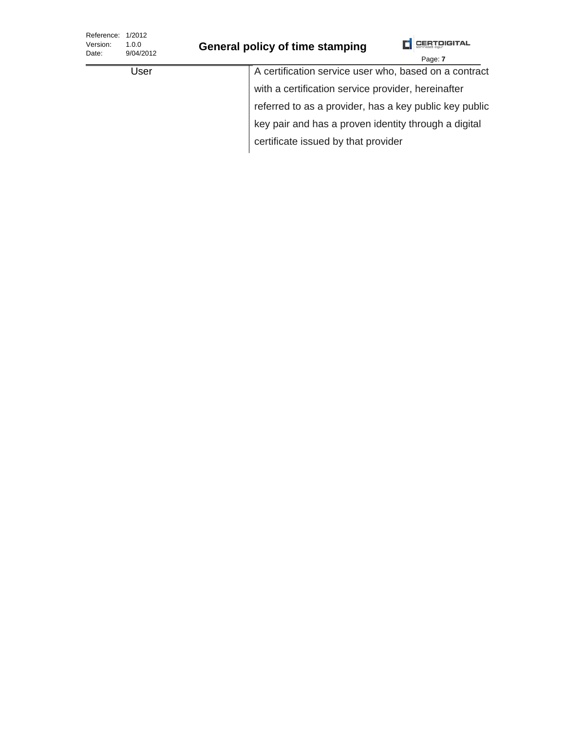| | |
|---|---|
| User | A certification service user who, based on a contract with a certification service provider, hereinafter referred to as a provider, has a key public key public key pair and has a proven identity through a digital certificate issued by that provider |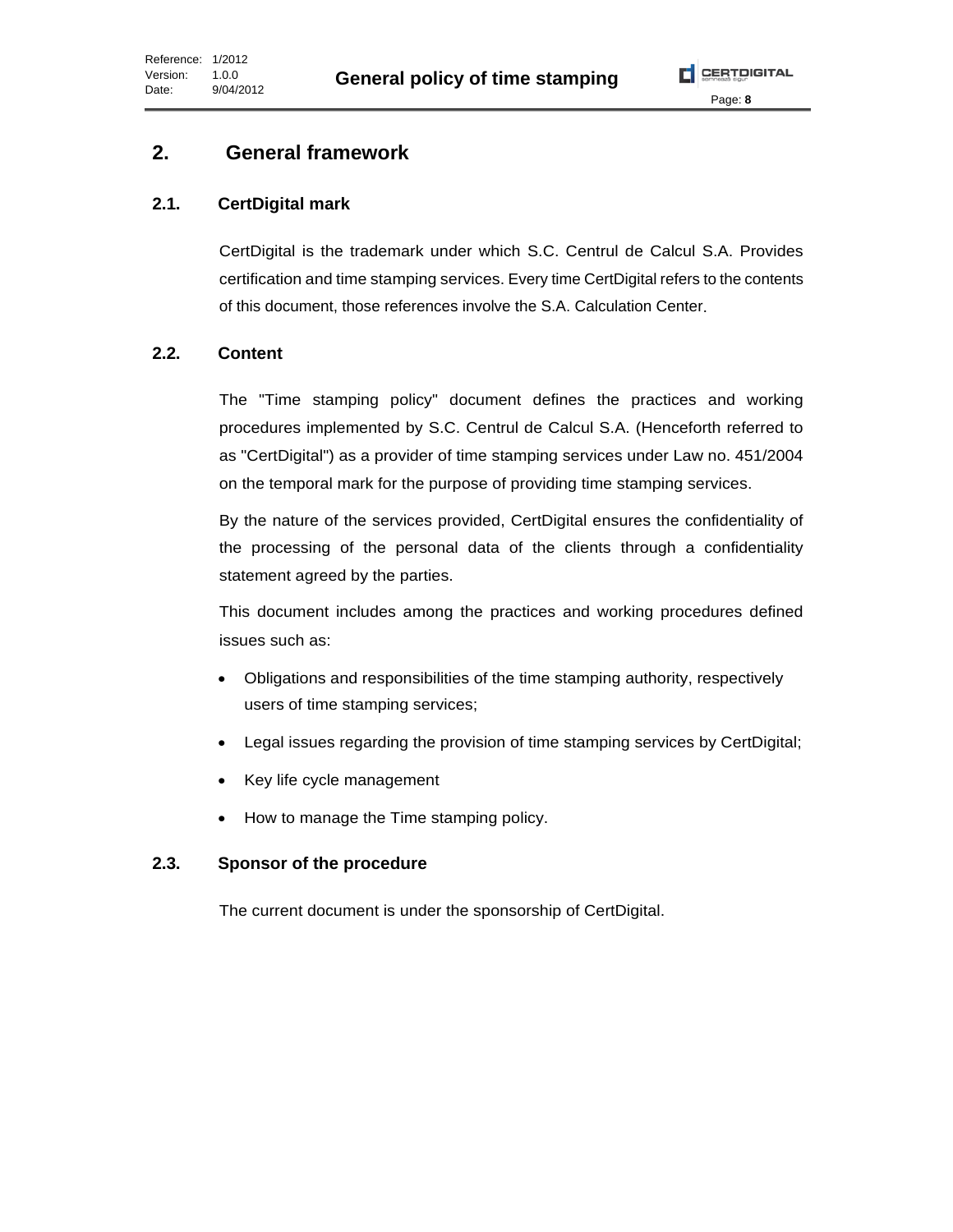# 2. General framework

## 2.1. CertDigital mark

CertDigital is the trademark under which S.C. Centrul de Calcul S.A. Provides certification and time stamping services. Every time CertDigital refers to the contents of this document, those references involve the S.A. Calculation Center.

## 2.2. Content

The "Time stamping policy" document defines the practices and working procedures implemented by S.C. Centrul de Calcul S.A. (Henceforth referred to as "CertDigital") as a provider of time stamping services under Law no. 451/2004 on the temporal mark for the purpose of providing time stamping services.

By the nature of the services provided, CertDigital ensures the confidentiality of the processing of the personal data of the clients through a confidentiality statement agreed by the parties.

This document includes among the practices and working procedures defined issues such as:

- Obligations and responsibilities of the time stamping authority, respectively users of time stamping services;
- Legal issues regarding the provision of time stamping services by CertDigital;
- Key life cycle management
- How to manage the Time stamping policy.

## 2.3. Sponsor of the procedure

The current document is under the sponsorship of CertDigital.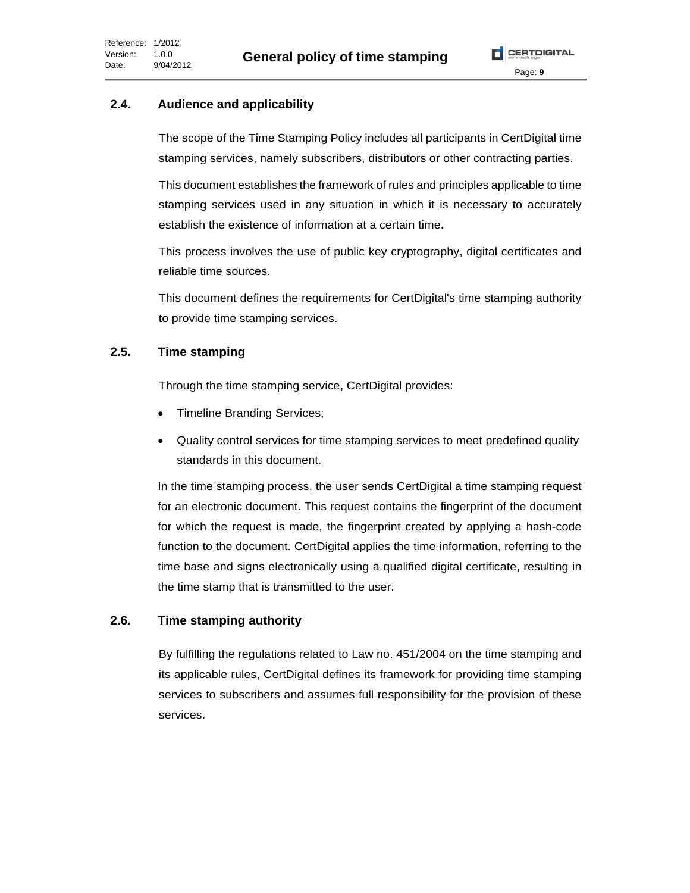## 2.4. Audience and applicability

The scope of the Time Stamping Policy includes all participants in CertDigital time stamping services, namely subscribers, distributors or other contracting parties.

This document establishes the framework of rules and principles applicable to time stamping services used in any situation in which it is necessary to accurately establish the existence of information at a certain time.

This process involves the use of public key cryptography, digital certificates and reliable time sources.

This document defines the requirements for CertDigital's time stamping authority to provide time stamping services.

## 2.5. Time stamping

Through the time stamping service, CertDigital provides:

- Timeline Branding Services;
- Quality control services for time stamping services to meet predefined quality standards in this document.

In the time stamping process, the user sends CertDigital a time stamping request for an electronic document. This request contains the fingerprint of the document for which the request is made, the fingerprint created by applying a hash-code function to the document. CertDigital applies the time information, referring to the time base and signs electronically using a qualified digital certificate, resulting in the time stamp that is transmitted to the user.

## 2.6. Time stamping authority

By fulfilling the regulations related to Law no. 451/2004 on the time stamping and its applicable rules, CertDigital defines its framework for providing time stamping services to subscribers and assumes full responsibility for the provision of these services.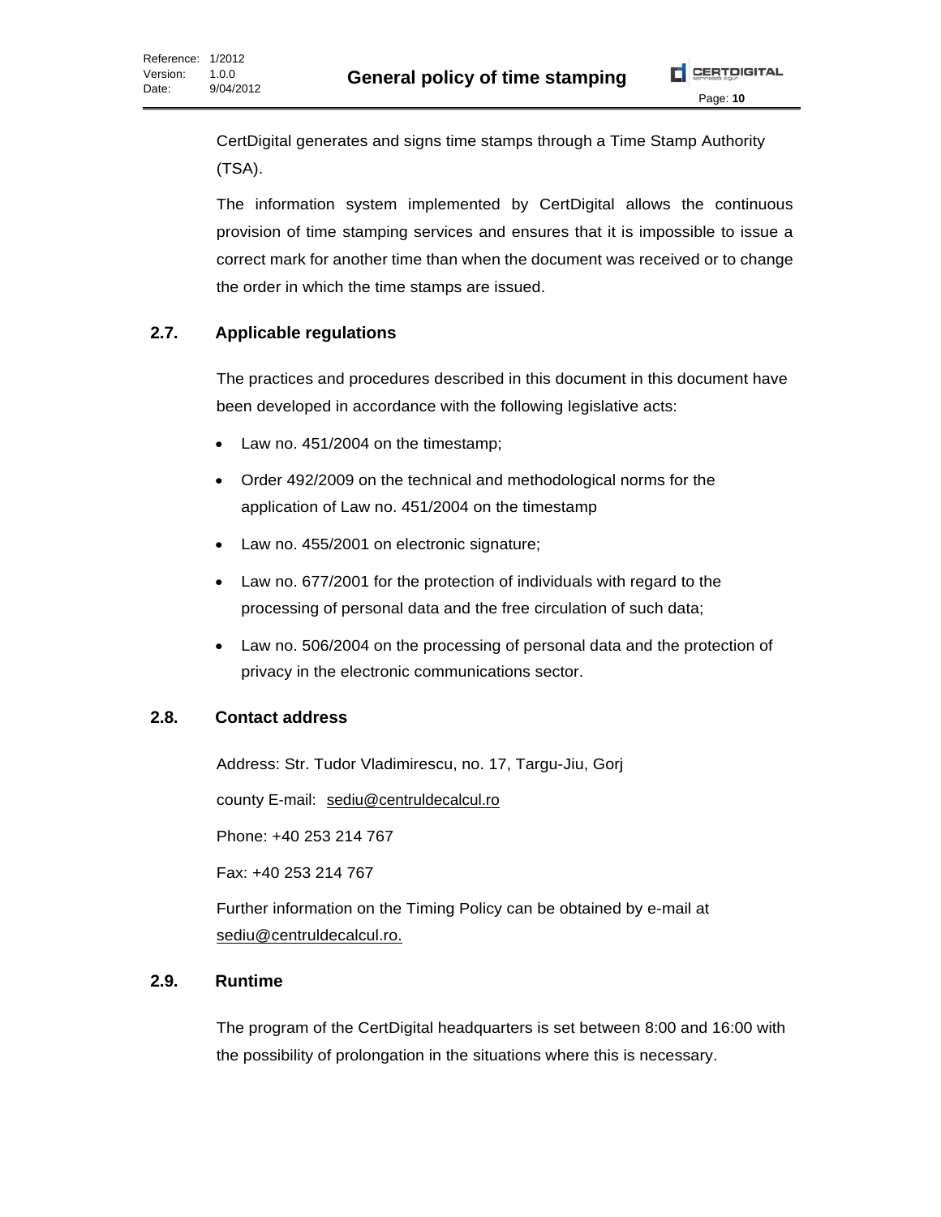CertDigital generates and signs time stamps through a Time Stamp Authority (TSA).

The information system implemented by CertDigital allows the continuous provision of time stamping services and ensures that it is impossible to issue a correct mark for another time than when the document was received or to change the order in which the time stamps are issued.

## 2.7. Applicable regulations

The practices and procedures described in this document in this document have been developed in accordance with the following legislative acts:

- Law no. 451/2004 on the timestamp;
- Order 492/2009 on the technical and methodological norms for the application of Law no. 451/2004 on the timestamp
- Law no. 455/2001 on electronic signature;
- Law no. 677/2001 for the protection of individuals with regard to the processing of personal data and the free circulation of such data;
- Law no. 506/2004 on the processing of personal data and the protection of privacy in the electronic communications sector.

## 2.8. Contact address

Address: Str. Tudor Vladimirescu, no. 17, Targu-Jiu, Gorj

county E-mail: sediu@centruldecalcul.ro

Phone: +40 253 214 767

Fax: +40 253 214 767

Further information on the Timing Policy can be obtained by e-mail at sediu@centruldecalcul.ro.

## 2.9. Runtime

The program of the CertDigital headquarters is set between 8:00 and 16:00 with the possibility of prolongation in the situations where this is necessary.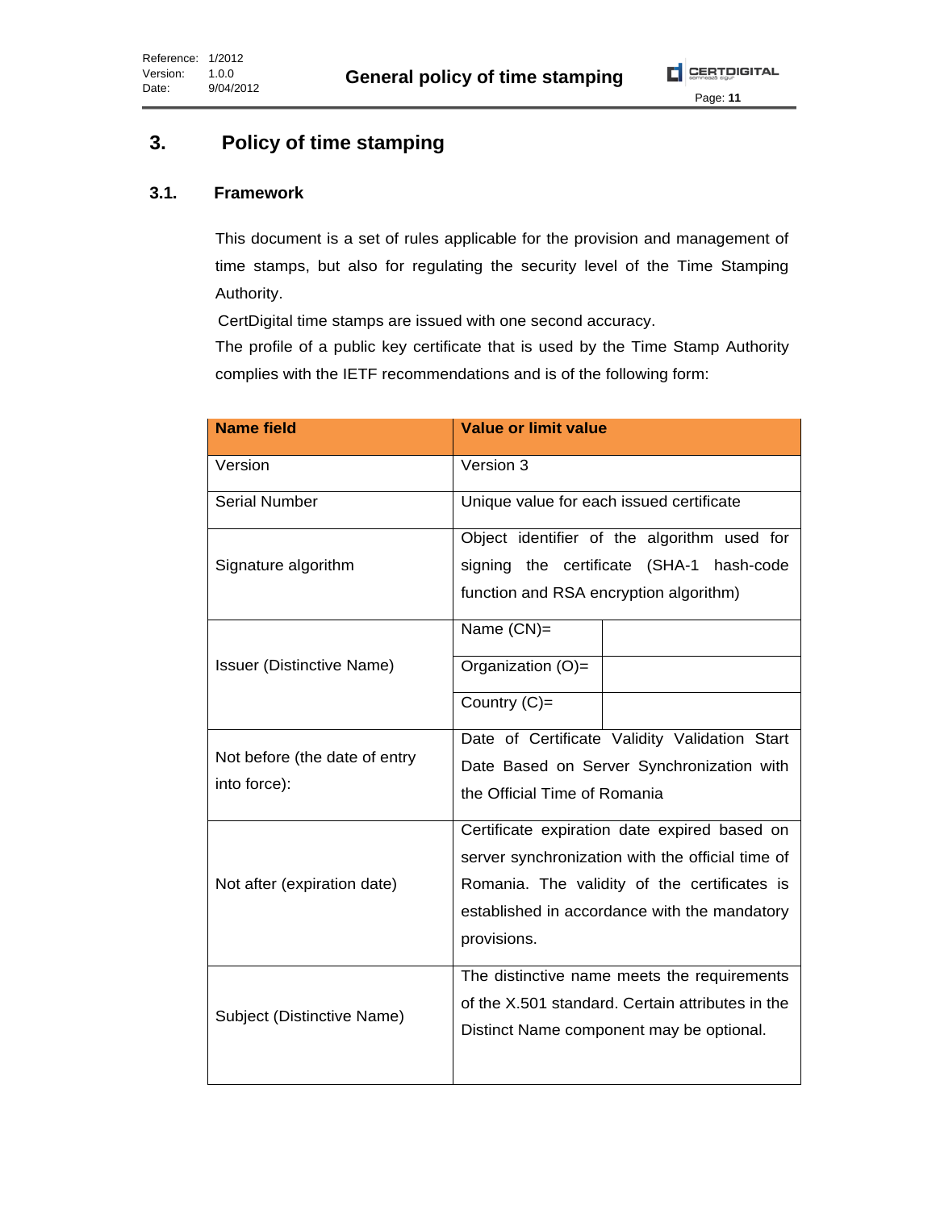# 3. Policy of time stamping

## 3.1. Framework

This document is a set of rules applicable for the provision and management of time stamps, but also for regulating the security level of the Time Stamping Authority.

CertDigital time stamps are issued with one second accuracy.

The profile of a public key certificate that is used by the Time Stamp Authority complies with the IETF recommendations and is of the following form:

| Name field | Value or limit value | |
|---|---|---|
| Version | Version 3 | |
| Serial Number | Unique value for each issued certificate | |
| Signature algorithm | Object identifier of the algorithm used for signing the certificate (SHA-1 hash-code function and RSA encryption algorithm) | |
| Issuer (Distinctive Name) | Name (CN)= | |
| | Organization (O)= | |
| | Country (C)= | |
| Not before (the date of entry into force): | Date of Certificate Validity Validation Start Date Based on Server Synchronization with the Official Time of Romania | |
| Not after (expiration date) | Certificate expiration date expired based on server synchronization with the official time of Romania. The validity of the certificates is established in accordance with the mandatory provisions. | |
| Subject (Distinctive Name) | The distinctive name meets the requirements of the X.501 standard. Certain attributes in the Distinct Name component may be optional. | |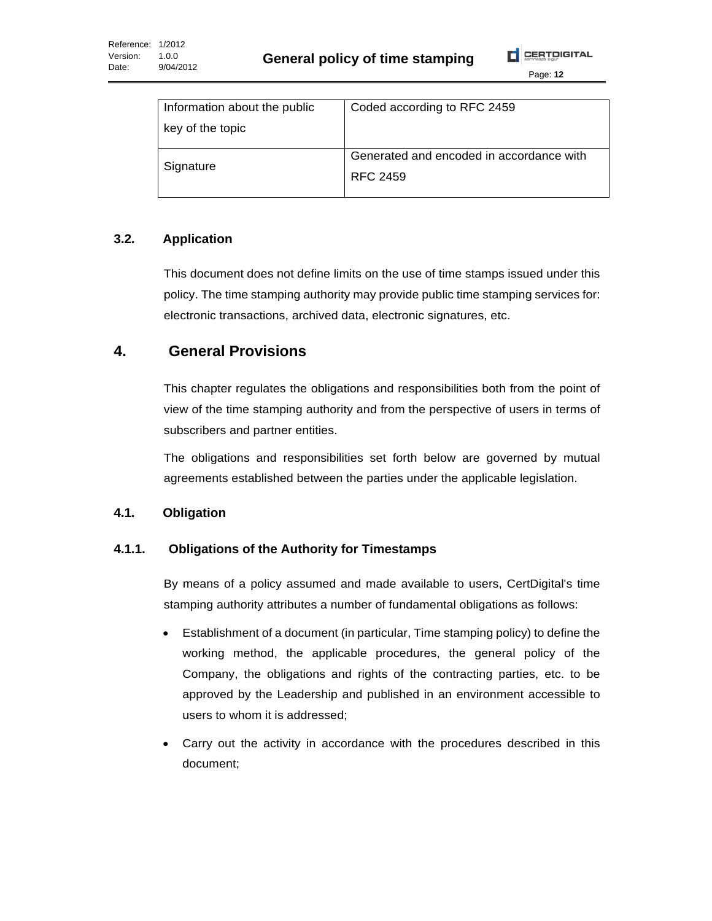| Information about the public key of the topic | Coded according to RFC 2459 |
| --- | --- |
| Signature | Generated and encoded in accordance with RFC 2459 |

### 3.2. Application

This document does not define limits on the use of time stamps issued under this policy. The time stamping authority may provide public time stamping services for: electronic transactions, archived data, electronic signatures, etc.

## 4. General Provisions

This chapter regulates the obligations and responsibilities both from the point of view of the time stamping authority and from the perspective of users in terms of subscribers and partner entities.

The obligations and responsibilities set forth below are governed by mutual agreements established between the parties under the applicable legislation.

### 4.1. Obligation

#### 4.1.1. Obligations of the Authority for Timestamps

By means of a policy assumed and made available to users, CertDigital's time stamping authority attributes a number of fundamental obligations as follows:

- Establishment of a document (in particular, Time stamping policy) to define the working method, the applicable procedures, the general policy of the Company, the obligations and rights of the contracting parties, etc. to be approved by the Leadership and published in an environment accessible to users to whom it is addressed;
- Carry out the activity in accordance with the procedures described in this document;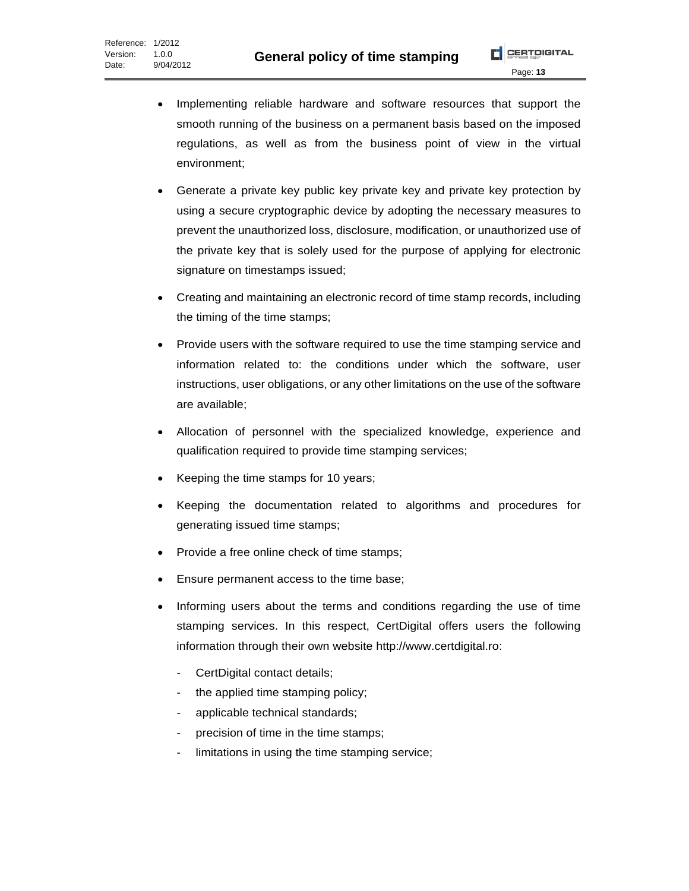- Implementing reliable hardware and software resources that support the smooth running of the business on a permanent basis based on the imposed regulations, as well as from the business point of view in the virtual environment;
- Generate a private key public key private key and private key protection by using a secure cryptographic device by adopting the necessary measures to prevent the unauthorized loss, disclosure, modification, or unauthorized use of the private key that is solely used for the purpose of applying for electronic signature on timestamps issued;
- Creating and maintaining an electronic record of time stamp records, including the timing of the time stamps;
- Provide users with the software required to use the time stamping service and information related to: the conditions under which the software, user instructions, user obligations, or any other limitations on the use of the software are available;
- Allocation of personnel with the specialized knowledge, experience and qualification required to provide time stamping services;
- Keeping the time stamps for 10 years;
- Keeping the documentation related to algorithms and procedures for generating issued time stamps;
- Provide a free online check of time stamps;
- Ensure permanent access to the time base;
- Informing users about the terms and conditions regarding the use of time stamping services. In this respect, CertDigital offers users the following information through their own website http://www.certdigital.ro:
  - CertDigital contact details;
  - the applied time stamping policy;
  - applicable technical standards;
  - precision of time in the time stamps;
  - limitations in using the time stamping service;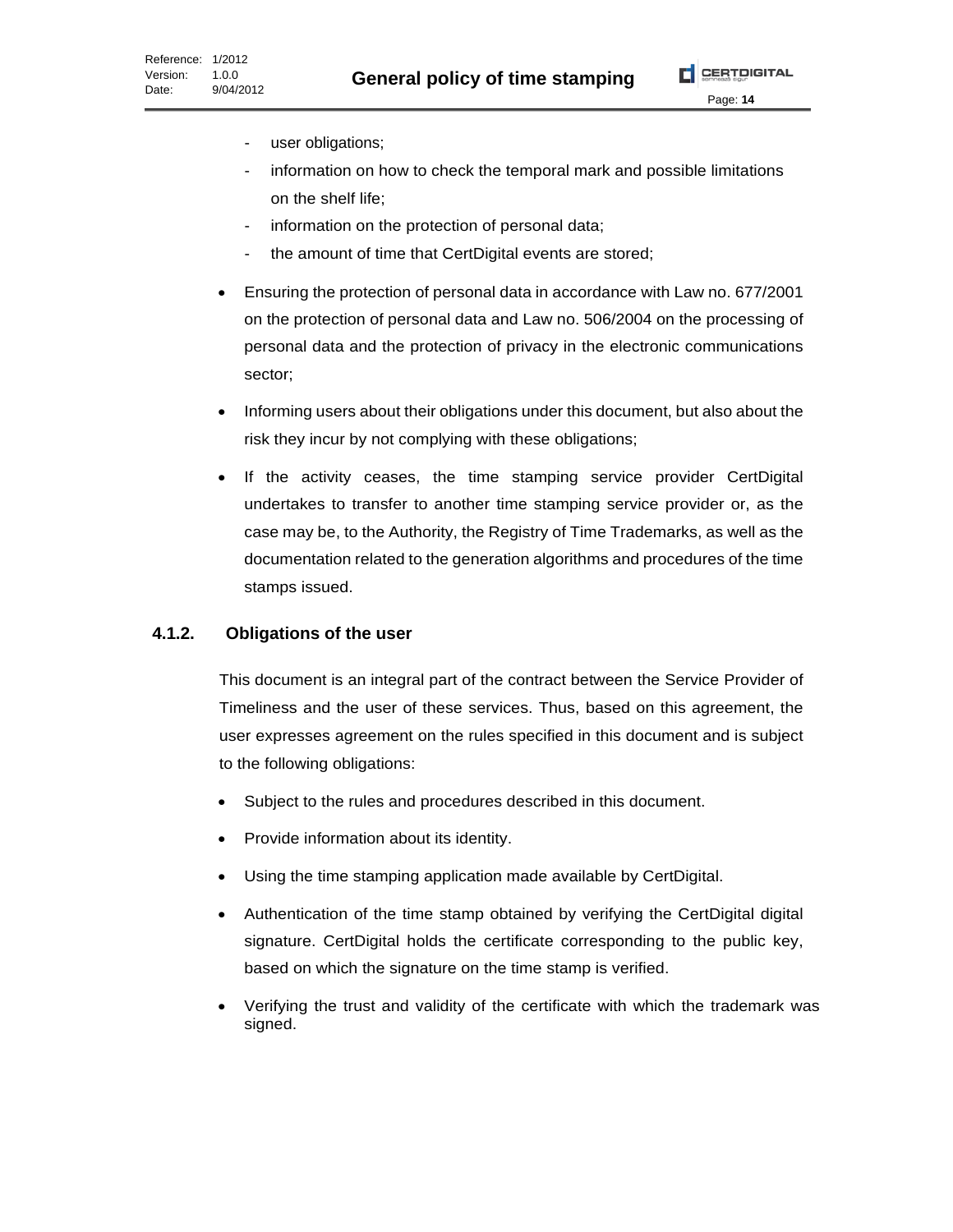- user obligations;
- information on how to check the temporal mark and possible limitations on the shelf life;
- information on the protection of personal data;
- the amount of time that CertDigital events are stored;

- Ensuring the protection of personal data in accordance with Law no. 677/2001 on the protection of personal data and Law no. 506/2004 on the processing of personal data and the protection of privacy in the electronic communications sector;
- Informing users about their obligations under this document, but also about the risk they incur by not complying with these obligations;
- If the activity ceases, the time stamping service provider CertDigital undertakes to transfer to another time stamping service provider or, as the case may be, to the Authority, the Registry of Time Trademarks, as well as the documentation related to the generation algorithms and procedures of the time stamps issued.

### 4.1.2. Obligations of the user

This document is an integral part of the contract between the Service Provider of Timeliness and the user of these services. Thus, based on this agreement, the user expresses agreement on the rules specified in this document and is subject to the following obligations:

- Subject to the rules and procedures described in this document.
- Provide information about its identity.
- Using the time stamping application made available by CertDigital.
- Authentication of the time stamp obtained by verifying the CertDigital digital signature. CertDigital holds the certificate corresponding to the public key, based on which the signature on the time stamp is verified.
- Verifying the trust and validity of the certificate with which the trademark was signed.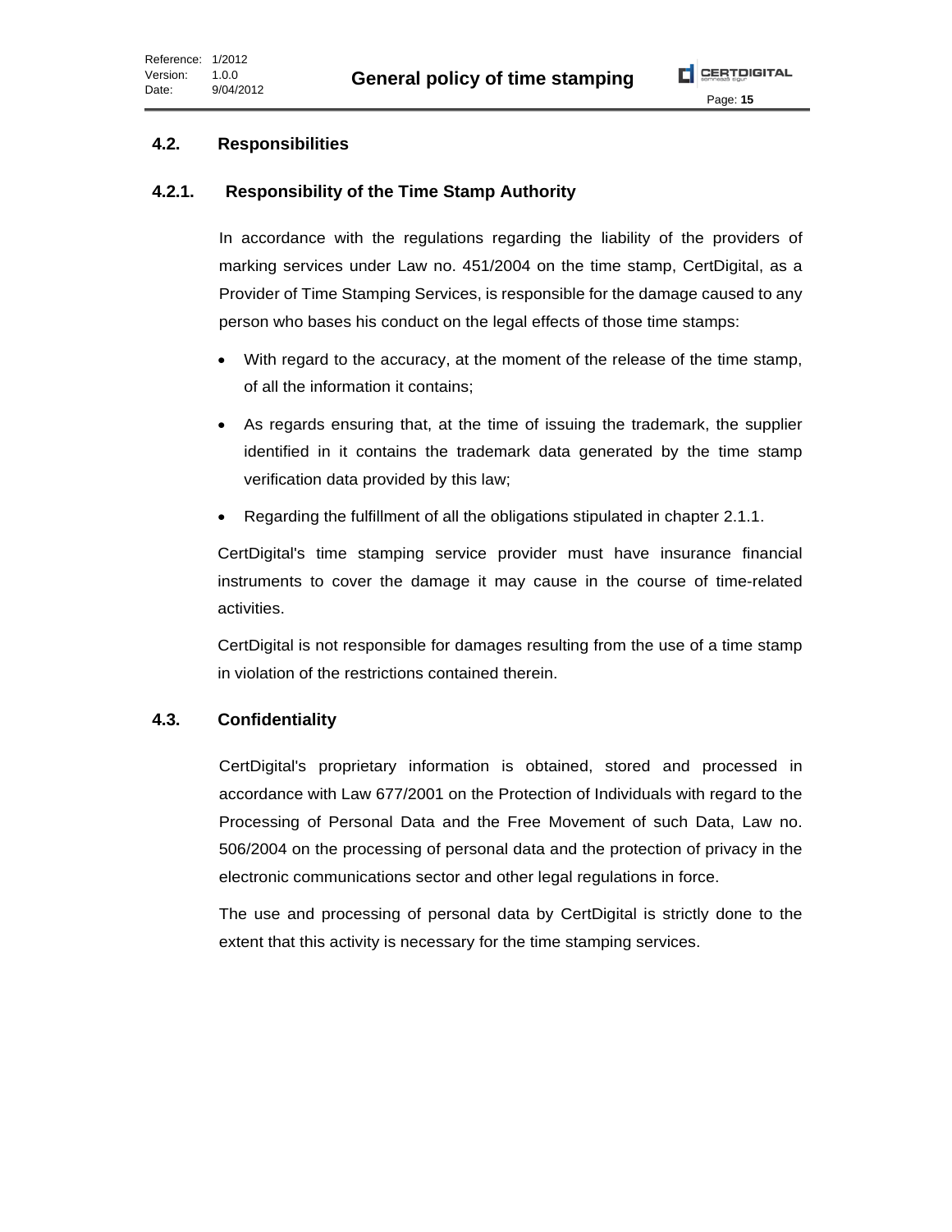## 4.2. Responsibilities

### 4.2.1. Responsibility of the Time Stamp Authority

In accordance with the regulations regarding the liability of the providers of marking services under Law no. 451/2004 on the time stamp, CertDigital, as a Provider of Time Stamping Services, is responsible for the damage caused to any person who bases his conduct on the legal effects of those time stamps:

- With regard to the accuracy, at the moment of the release of the time stamp, of all the information it contains;
- As regards ensuring that, at the time of issuing the trademark, the supplier identified in it contains the trademark data generated by the time stamp verification data provided by this law;
- Regarding the fulfillment of all the obligations stipulated in chapter 2.1.1.

CertDigital's time stamping service provider must have insurance financial instruments to cover the damage it may cause in the course of time-related activities.

CertDigital is not responsible for damages resulting from the use of a time stamp in violation of the restrictions contained therein.

## 4.3. Confidentiality

CertDigital's proprietary information is obtained, stored and processed in accordance with Law 677/2001 on the Protection of Individuals with regard to the Processing of Personal Data and the Free Movement of such Data, Law no. 506/2004 on the processing of personal data and the protection of privacy in the electronic communications sector and other legal regulations in force.

The use and processing of personal data by CertDigital is strictly done to the extent that this activity is necessary for the time stamping services.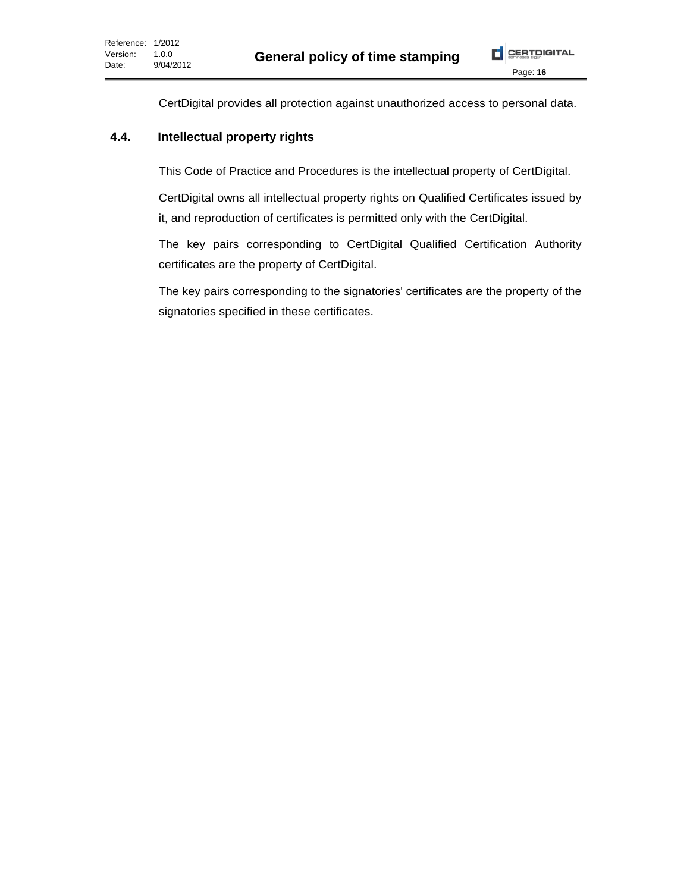CertDigital provides all protection against unauthorized access to personal data.

## 4.4. Intellectual property rights

This Code of Practice and Procedures is the intellectual property of CertDigital.

CertDigital owns all intellectual property rights on Qualified Certificates issued by it, and reproduction of certificates is permitted only with the CertDigital.

The key pairs corresponding to CertDigital Qualified Certification Authority certificates are the property of CertDigital.

The key pairs corresponding to the signatories' certificates are the property of the signatories specified in these certificates.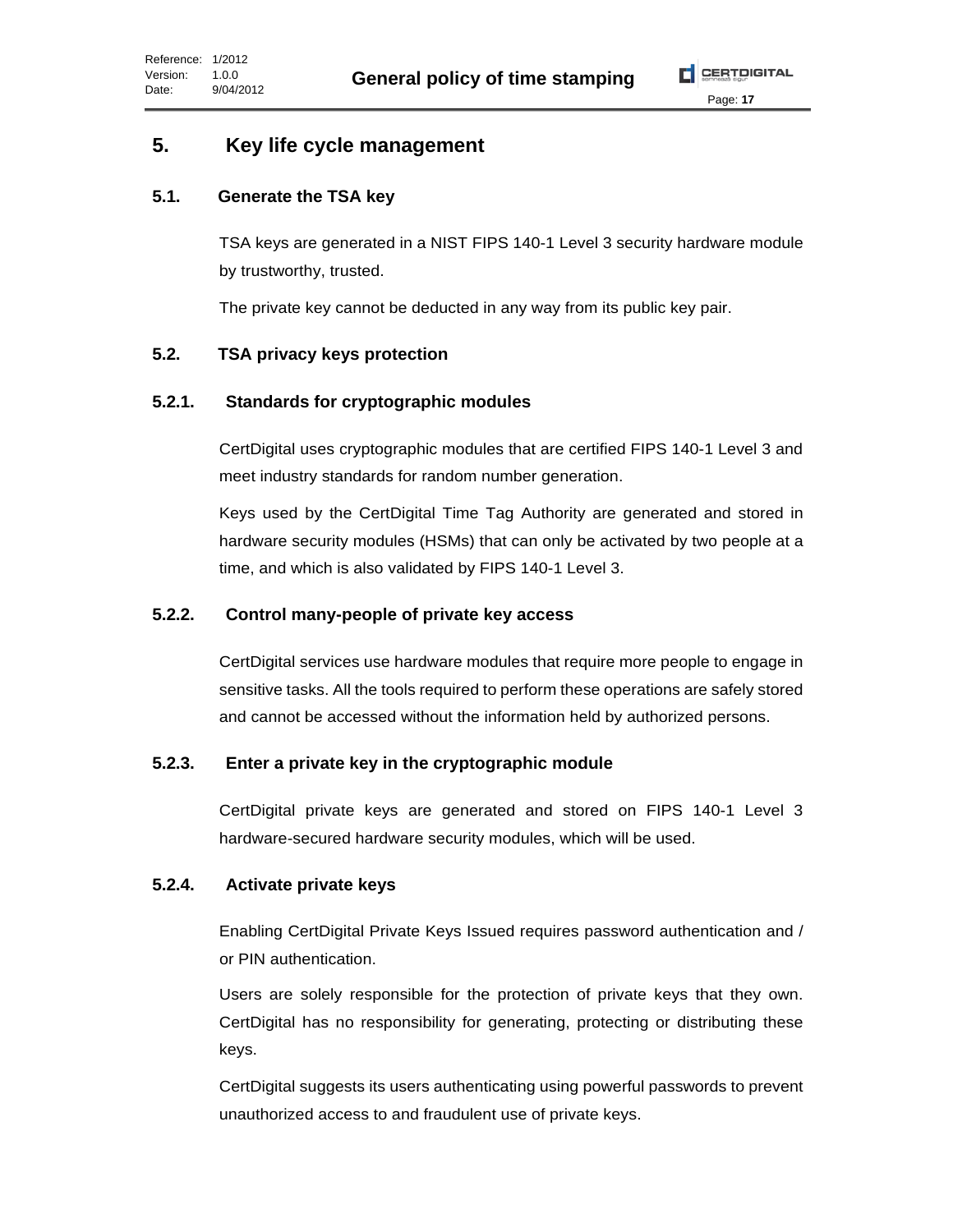# 5. Key life cycle management

## 5.1. Generate the TSA key

TSA keys are generated in a NIST FIPS 140-1 Level 3 security hardware module by trustworthy, trusted.

The private key cannot be deducted in any way from its public key pair.

## 5.2. TSA privacy keys protection

### 5.2.1. Standards for cryptographic modules

CertDigital uses cryptographic modules that are certified FIPS 140-1 Level 3 and meet industry standards for random number generation.

Keys used by the CertDigital Time Tag Authority are generated and stored in hardware security modules (HSMs) that can only be activated by two people at a time, and which is also validated by FIPS 140-1 Level 3.

### 5.2.2. Control many-people of private key access

CertDigital services use hardware modules that require more people to engage in sensitive tasks. All the tools required to perform these operations are safely stored and cannot be accessed without the information held by authorized persons.

### 5.2.3. Enter a private key in the cryptographic module

CertDigital private keys are generated and stored on FIPS 140-1 Level 3 hardware-secured hardware security modules, which will be used.

### 5.2.4. Activate private keys

Enabling CertDigital Private Keys Issued requires password authentication and / or PIN authentication.

Users are solely responsible for the protection of private keys that they own. CertDigital has no responsibility for generating, protecting or distributing these keys.

CertDigital suggests its users authenticating using powerful passwords to prevent unauthorized access to and fraudulent use of private keys.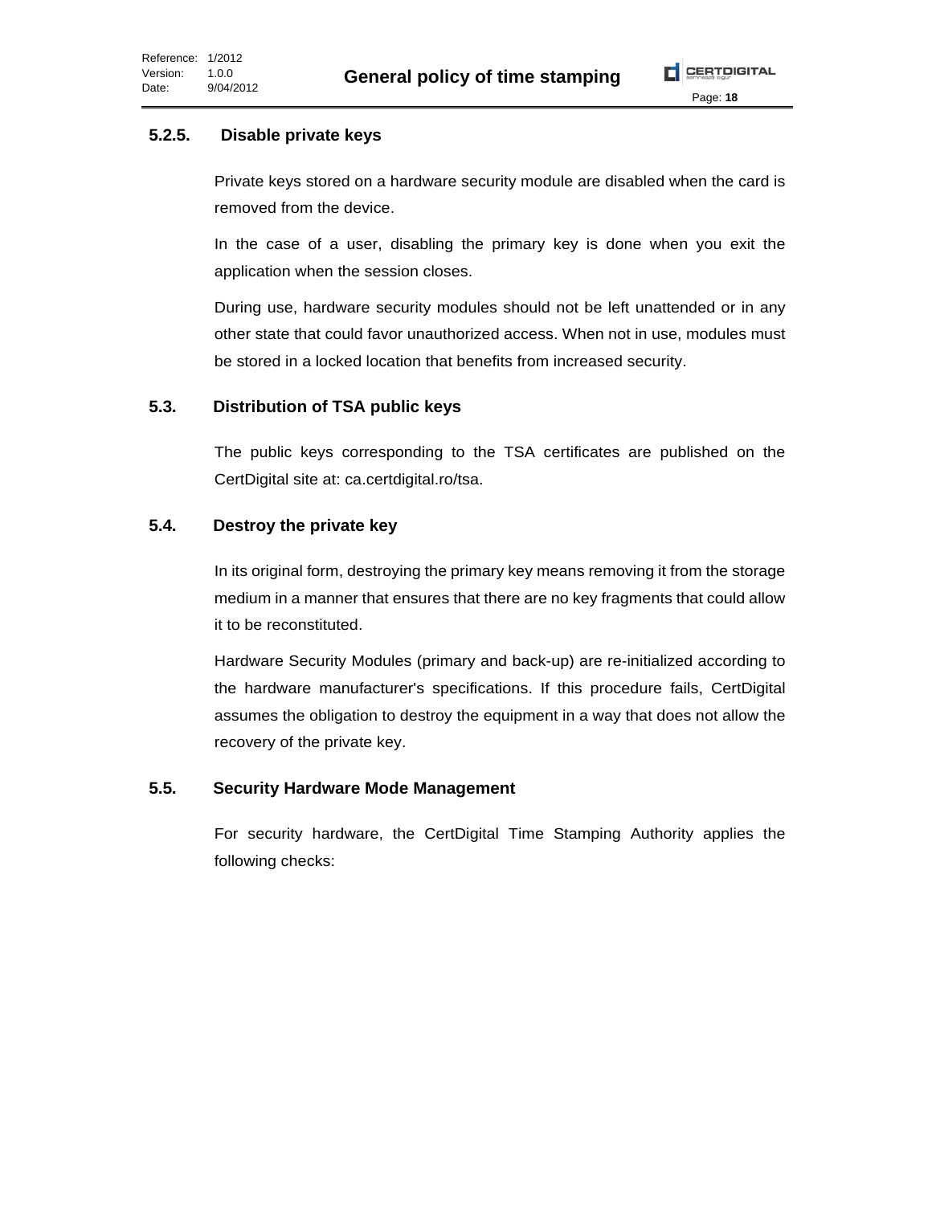### 5.2.5. Disable private keys

Private keys stored on a hardware security module are disabled when the card is removed from the device.

In the case of a user, disabling the primary key is done when you exit the application when the session closes.

During use, hardware security modules should not be left unattended or in any other state that could favor unauthorized access. When not in use, modules must be stored in a locked location that benefits from increased security.

## 5.3. Distribution of TSA public keys

The public keys corresponding to the TSA certificates are published on the CertDigital site at: ca.certdigital.ro/tsa.

## 5.4. Destroy the private key

In its original form, destroying the primary key means removing it from the storage medium in a manner that ensures that there are no key fragments that could allow it to be reconstituted.

Hardware Security Modules (primary and back-up) are re-initialized according to the hardware manufacturer's specifications. If this procedure fails, CertDigital assumes the obligation to destroy the equipment in a way that does not allow the recovery of the private key.

## 5.5. Security Hardware Mode Management

For security hardware, the CertDigital Time Stamping Authority applies the following checks: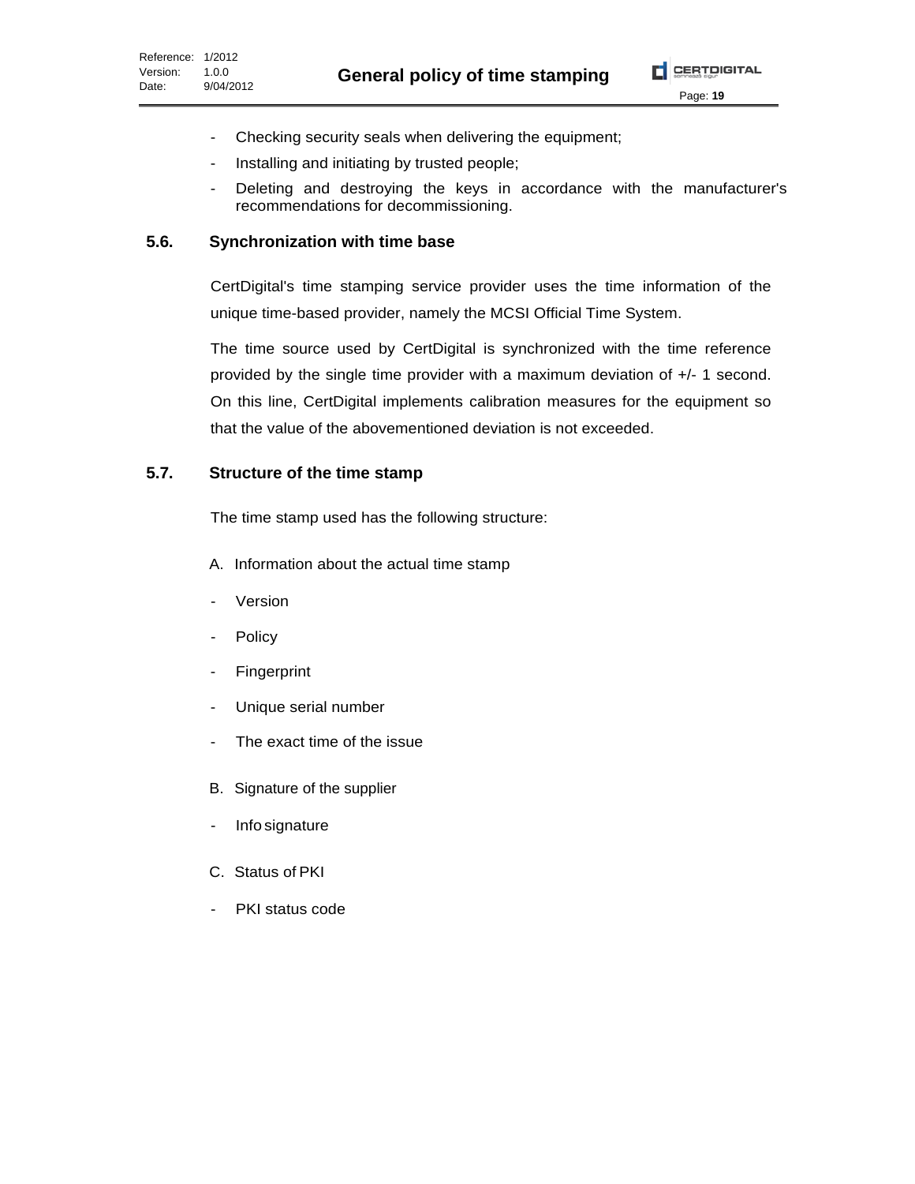- Checking security seals when delivering the equipment;
- Installing and initiating by trusted people;
- Deleting and destroying the keys in accordance with the manufacturer's recommendations for decommissioning.

## 5.6. Synchronization with time base

CertDigital's time stamping service provider uses the time information of the unique time-based provider, namely the MCSI Official Time System.

The time source used by CertDigital is synchronized with the time reference provided by the single time provider with a maximum deviation of +/- 1 second. On this line, CertDigital implements calibration measures for the equipment so that the value of the abovementioned deviation is not exceeded.

## 5.7. Structure of the time stamp

The time stamp used has the following structure:

A. Information about the actual time stamp

- Version
- Policy
- Fingerprint
- Unique serial number
- The exact time of the issue

B. Signature of the supplier

- Info signature

C. Status of PKI

- PKI status code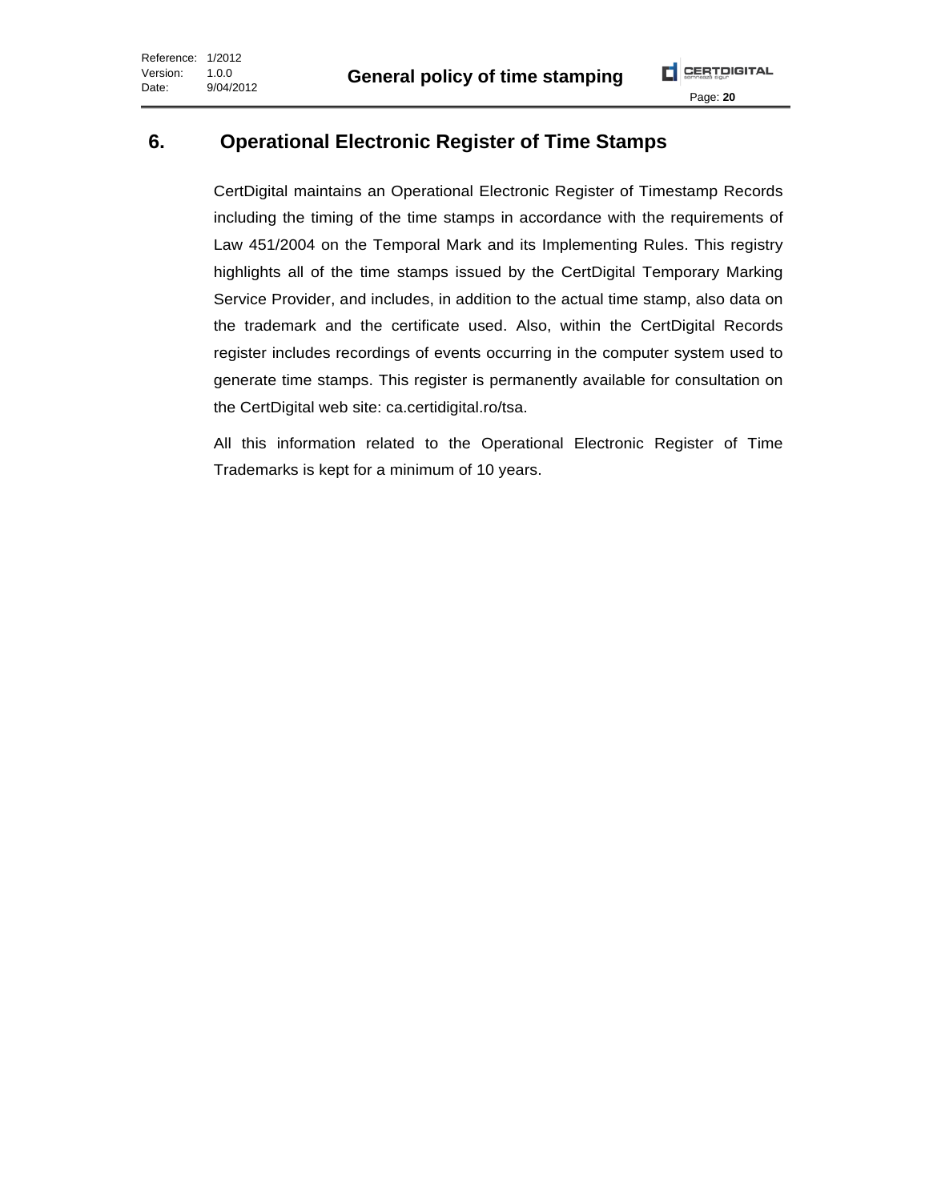# 6. Operational Electronic Register of Time Stamps

CertDigital maintains an Operational Electronic Register of Timestamp Records including the timing of the time stamps in accordance with the requirements of Law 451/2004 on the Temporal Mark and its Implementing Rules. This registry highlights all of the time stamps issued by the CertDigital Temporary Marking Service Provider, and includes, in addition to the actual time stamp, also data on the trademark and the certificate used. Also, within the CertDigital Records register includes recordings of events occurring in the computer system used to generate time stamps. This register is permanently available for consultation on the CertDigital web site: ca.certidigital.ro/tsa.

All this information related to the Operational Electronic Register of Time Trademarks is kept for a minimum of 10 years.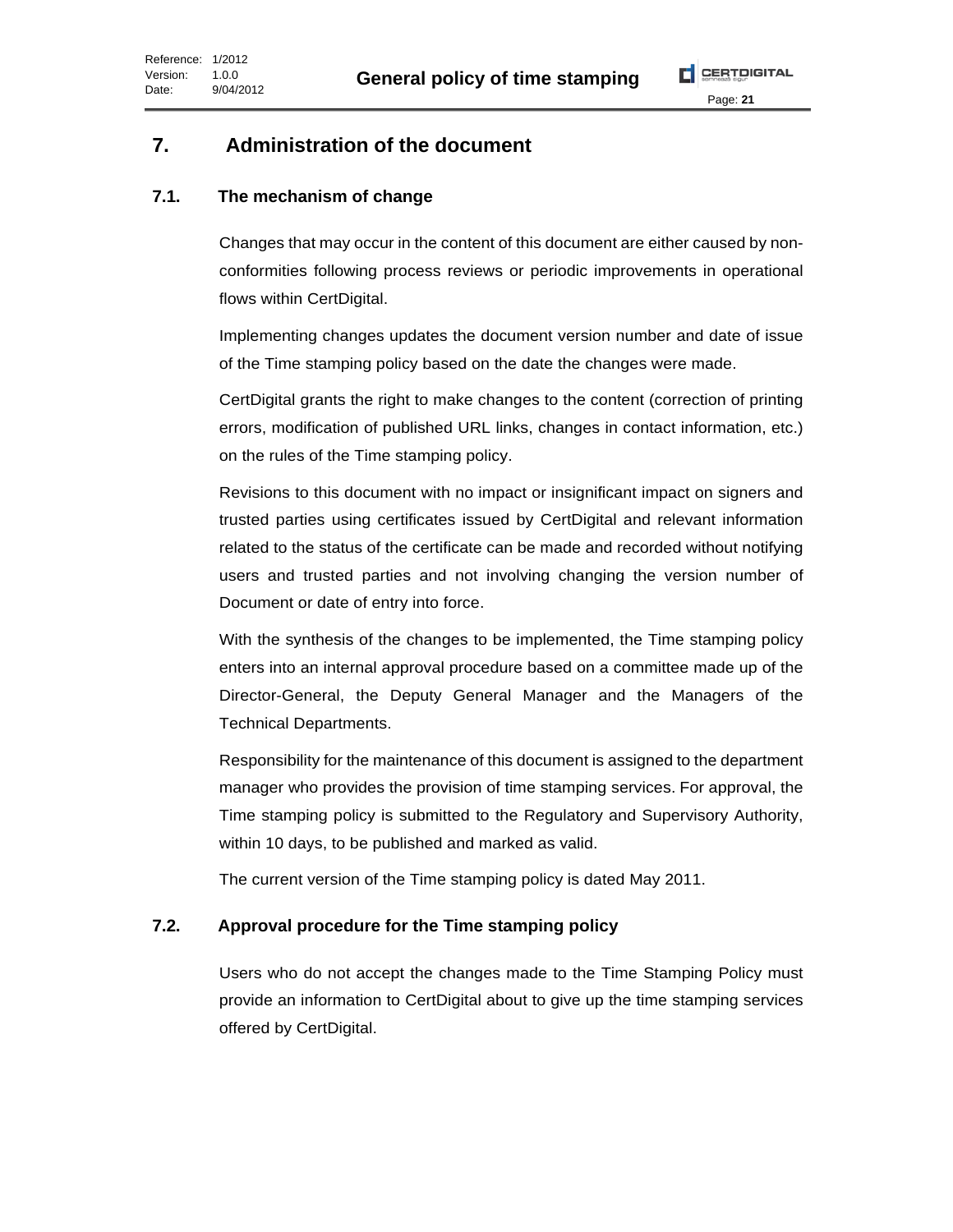# 7. Administration of the document

## 7.1. The mechanism of change

Changes that may occur in the content of this document are either caused by non-conformities following process reviews or periodic improvements in operational flows within CertDigital.

Implementing changes updates the document version number and date of issue of the Time stamping policy based on the date the changes were made.

CertDigital grants the right to make changes to the content (correction of printing errors, modification of published URL links, changes in contact information, etc.) on the rules of the Time stamping policy.

Revisions to this document with no impact or insignificant impact on signers and trusted parties using certificates issued by CertDigital and relevant information related to the status of the certificate can be made and recorded without notifying users and trusted parties and not involving changing the version number of Document or date of entry into force.

With the synthesis of the changes to be implemented, the Time stamping policy enters into an internal approval procedure based on a committee made up of the Director-General, the Deputy General Manager and the Managers of the Technical Departments.

Responsibility for the maintenance of this document is assigned to the department manager who provides the provision of time stamping services. For approval, the Time stamping policy is submitted to the Regulatory and Supervisory Authority, within 10 days, to be published and marked as valid.

The current version of the Time stamping policy is dated May 2011.

## 7.2. Approval procedure for the Time stamping policy

Users who do not accept the changes made to the Time Stamping Policy must provide an information to CertDigital about to give up the time stamping services offered by CertDigital.